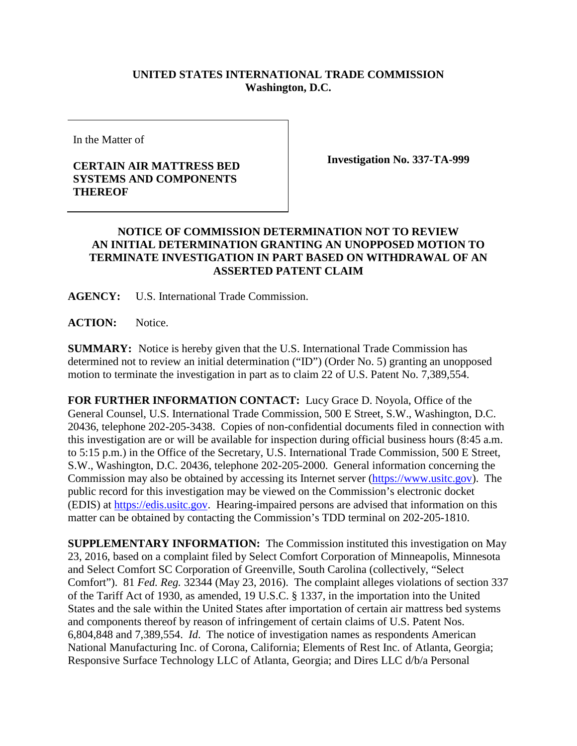**UNITED STATES INTERNATIONAL TRADE COMMISSION**
**Washington, D.C.**

| In the Matter of<br><br>**CERTAIN AIR MATTRESS BED SYSTEMS AND COMPONENTS THEREOF** | **Investigation No. 337-TA-999** |
|---|---|

**NOTICE OF COMMISSION DETERMINATION NOT TO REVIEW AN INITIAL DETERMINATION GRANTING AN UNOPPOSED MOTION TO TERMINATE INVESTIGATION IN PART BASED ON WITHDRAWAL OF AN ASSERTED PATENT CLAIM**

**AGENCY:** U.S. International Trade Commission.

**ACTION:** Notice.

**SUMMARY:** Notice is hereby given that the U.S. International Trade Commission has determined not to review an initial determination ("ID") (Order No. 5) granting an unopposed motion to terminate the investigation in part as to claim 22 of U.S. Patent No. 7,389,554.

**FOR FURTHER INFORMATION CONTACT:** Lucy Grace D. Noyola, Office of the General Counsel, U.S. International Trade Commission, 500 E Street, S.W., Washington, D.C. 20436, telephone 202-205-3438. Copies of non-confidential documents filed in connection with this investigation are or will be available for inspection during official business hours (8:45 a.m. to 5:15 p.m.) in the Office of the Secretary, U.S. International Trade Commission, 500 E Street, S.W., Washington, D.C. 20436, telephone 202-205-2000. General information concerning the Commission may also be obtained by accessing its Internet server (https://www.usitc.gov). The public record for this investigation may be viewed on the Commission's electronic docket (EDIS) at https://edis.usitc.gov. Hearing-impaired persons are advised that information on this matter can be obtained by contacting the Commission's TDD terminal on 202-205-1810.

**SUPPLEMENTARY INFORMATION:** The Commission instituted this investigation on May 23, 2016, based on a complaint filed by Select Comfort Corporation of Minneapolis, Minnesota and Select Comfort SC Corporation of Greenville, South Carolina (collectively, "Select Comfort"). 81 *Fed. Reg.* 32344 (May 23, 2016). The complaint alleges violations of section 337 of the Tariff Act of 1930, as amended, 19 U.S.C. § 1337, in the importation into the United States and the sale within the United States after importation of certain air mattress bed systems and components thereof by reason of infringement of certain claims of U.S. Patent Nos. 6,804,848 and 7,389,554. *Id*. The notice of investigation names as respondents American National Manufacturing Inc. of Corona, California; Elements of Rest Inc. of Atlanta, Georgia; Responsive Surface Technology LLC of Atlanta, Georgia; and Dires LLC d/b/a Personal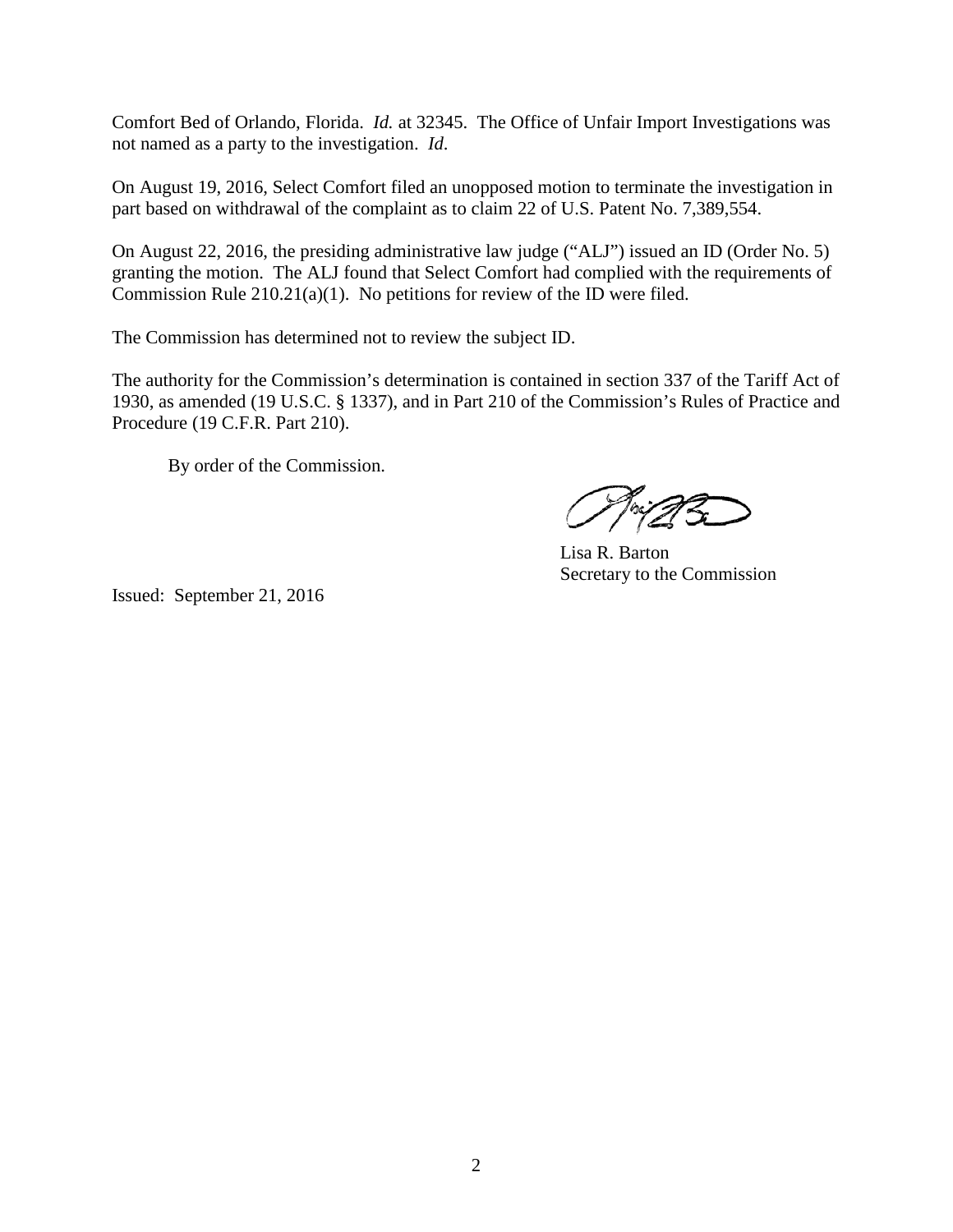Comfort Bed of Orlando, Florida. *Id.* at 32345. The Office of Unfair Import Investigations was not named as a party to the investigation. *Id*.

On August 19, 2016, Select Comfort filed an unopposed motion to terminate the investigation in part based on withdrawal of the complaint as to claim 22 of U.S. Patent No. 7,389,554.

On August 22, 2016, the presiding administrative law judge ("ALJ") issued an ID (Order No. 5) granting the motion. The ALJ found that Select Comfort had complied with the requirements of Commission Rule 210.21(a)(1). No petitions for review of the ID were filed.

The Commission has determined not to review the subject ID.

The authority for the Commission's determination is contained in section 337 of the Tariff Act of 1930, as amended (19 U.S.C. § 1337), and in Part 210 of the Commission's Rules of Practice and Procedure (19 C.F.R. Part 210).

By order of the Commission.

Lisa R. Barton
Secretary to the Commission

Issued: September 21, 2016